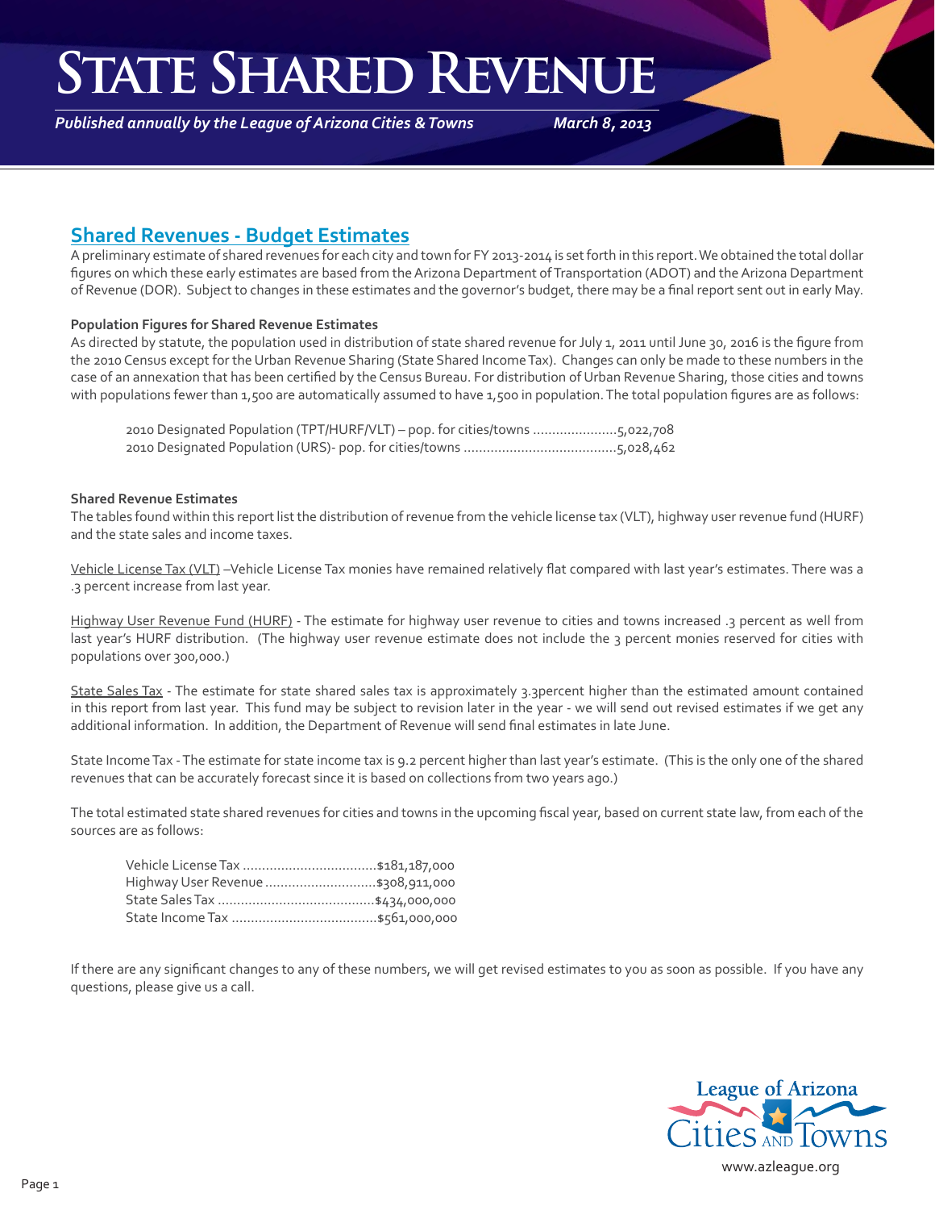# State Shared Revenue

*Published annually by the League of Arizona Cities & Towns* *March 8, 2013*

## Shared Revenues - Budget Estimates

A preliminary estimate of shared revenues for each city and town for FY 2013-2014 is set forth in this report. We obtained the total dollar figures on which these early estimates are based from the Arizona Department of Transportation (ADOT) and the Arizona Department of Revenue (DOR). Subject to changes in these estimates and the governor's budget, there may be a final report sent out in early May.

**Population Figures for Shared Revenue Estimates**

As directed by statute, the population used in distribution of state shared revenue for July 1, 2011 until June 30, 2016 is the figure from the 2010 Census except for the Urban Revenue Sharing (State Shared Income Tax). Changes can only be made to these numbers in the case of an annexation that has been certified by the Census Bureau. For distribution of Urban Revenue Sharing, those cities and towns with populations fewer than 1,500 are automatically assumed to have 1,500 in population. The total population figures are as follows:

2010 Designated Population (TPT/HURF/VLT) – pop. for cities/towns ......................5,022,708
2010 Designated Population (URS)- pop. for cities/towns ........................................5,028,462

**Shared Revenue Estimates**

The tables found within this report list the distribution of revenue from the vehicle license tax (VLT), highway user revenue fund (HURF) and the state sales and income taxes.

Vehicle License Tax (VLT) –Vehicle License Tax monies have remained relatively flat compared with last year's estimates. There was a .3 percent increase from last year.

Highway User Revenue Fund (HURF) - The estimate for highway user revenue to cities and towns increased .3 percent as well from last year's HURF distribution. (The highway user revenue estimate does not include the 3 percent monies reserved for cities with populations over 300,000.)

State Sales Tax - The estimate for state shared sales tax is approximately 3.3percent higher than the estimated amount contained in this report from last year. This fund may be subject to revision later in the year - we will send out revised estimates if we get any additional information. In addition, the Department of Revenue will send final estimates in late June.

State Income Tax - The estimate for state income tax is 9.2 percent higher than last year's estimate. (This is the only one of the shared revenues that can be accurately forecast since it is based on collections from two years ago.)

The total estimated state shared revenues for cities and towns in the upcoming fiscal year, based on current state law, from each of the sources are as follows:

Vehicle License Tax ...................................$181,187,000
Highway User Revenue .............................$308,911,000
State Sales Tax .........................................$434,000,000
State Income Tax ......................................$561,000,000

If there are any significant changes to any of these numbers, we will get revised estimates to you as soon as possible. If you have any questions, please give us a call.

League of Arizona Cities and Towns

www.azleague.org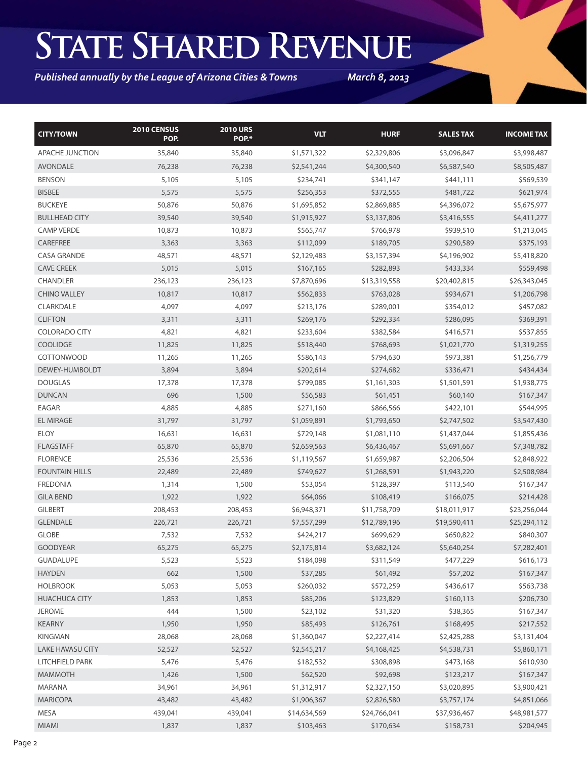# State Shared Revenue

*Published annually by the League of Arizona Cities & Towns* *March 8, 2013*

| CITY/TOWN | 2010 CENSUS POP. | 2010 URS POP.* | VLT | HURF | SALES TAX | INCOME TAX |
|---|---|---|---|---|---|---|
| APACHE JUNCTION | 35,840 | 35,840 | $1,571,322 | $2,329,806 | $3,096,847 | $3,998,487 |
| AVONDALE | 76,238 | 76,238 | $2,541,244 | $4,300,540 | $6,587,540 | $8,505,487 |
| BENSON | 5,105 | 5,105 | $234,741 | $341,147 | $441,111 | $569,539 |
| BISBEE | 5,575 | 5,575 | $256,353 | $372,555 | $481,722 | $621,974 |
| BUCKEYE | 50,876 | 50,876 | $1,695,852 | $2,869,885 | $4,396,072 | $5,675,977 |
| BULLHEAD CITY | 39,540 | 39,540 | $1,915,927 | $3,137,806 | $3,416,555 | $4,411,277 |
| CAMP VERDE | 10,873 | 10,873 | $565,747 | $766,978 | $939,510 | $1,213,045 |
| CAREFREE | 3,363 | 3,363 | $112,099 | $189,705 | $290,589 | $375,193 |
| CASA GRANDE | 48,571 | 48,571 | $2,129,483 | $3,157,394 | $4,196,902 | $5,418,820 |
| CAVE CREEK | 5,015 | 5,015 | $167,165 | $282,893 | $433,334 | $559,498 |
| CHANDLER | 236,123 | 236,123 | $7,870,696 | $13,319,558 | $20,402,815 | $26,343,045 |
| CHINO VALLEY | 10,817 | 10,817 | $562,833 | $763,028 | $934,671 | $1,206,798 |
| CLARKDALE | 4,097 | 4,097 | $213,176 | $289,001 | $354,012 | $457,082 |
| CLIFTON | 3,311 | 3,311 | $269,176 | $292,334 | $286,095 | $369,391 |
| COLORADO CITY | 4,821 | 4,821 | $233,604 | $382,584 | $416,571 | $537,855 |
| COOLIDGE | 11,825 | 11,825 | $518,440 | $768,693 | $1,021,770 | $1,319,255 |
| COTTONWOOD | 11,265 | 11,265 | $586,143 | $794,630 | $973,381 | $1,256,779 |
| DEWEY-HUMBOLDT | 3,894 | 3,894 | $202,614 | $274,682 | $336,471 | $434,434 |
| DOUGLAS | 17,378 | 17,378 | $799,085 | $1,161,303 | $1,501,591 | $1,938,775 |
| DUNCAN | 696 | 1,500 | $56,583 | $61,451 | $60,140 | $167,347 |
| EAGAR | 4,885 | 4,885 | $271,160 | $866,566 | $422,101 | $544,995 |
| EL MIRAGE | 31,797 | 31,797 | $1,059,891 | $1,793,650 | $2,747,502 | $3,547,430 |
| ELOY | 16,631 | 16,631 | $729,148 | $1,081,110 | $1,437,044 | $1,855,436 |
| FLAGSTAFF | 65,870 | 65,870 | $2,659,563 | $6,436,467 | $5,691,667 | $7,348,782 |
| FLORENCE | 25,536 | 25,536 | $1,119,567 | $1,659,987 | $2,206,504 | $2,848,922 |
| FOUNTAIN HILLS | 22,489 | 22,489 | $749,627 | $1,268,591 | $1,943,220 | $2,508,984 |
| FREDONIA | 1,314 | 1,500 | $53,054 | $128,397 | $113,540 | $167,347 |
| GILA BEND | 1,922 | 1,922 | $64,066 | $108,419 | $166,075 | $214,428 |
| GILBERT | 208,453 | 208,453 | $6,948,371 | $11,758,709 | $18,011,917 | $23,256,044 |
| GLENDALE | 226,721 | 226,721 | $7,557,299 | $12,789,196 | $19,590,411 | $25,294,112 |
| GLOBE | 7,532 | 7,532 | $424,217 | $699,629 | $650,822 | $840,307 |
| GOODYEAR | 65,275 | 65,275 | $2,175,814 | $3,682,124 | $5,640,254 | $7,282,401 |
| GUADALUPE | 5,523 | 5,523 | $184,098 | $311,549 | $477,229 | $616,173 |
| HAYDEN | 662 | 1,500 | $37,285 | $61,492 | $57,202 | $167,347 |
| HOLBROOK | 5,053 | 5,053 | $260,032 | $572,259 | $436,617 | $563,738 |
| HUACHUCA CITY | 1,853 | 1,853 | $85,206 | $123,829 | $160,113 | $206,730 |
| JEROME | 444 | 1,500 | $23,102 | $31,320 | $38,365 | $167,347 |
| KEARNY | 1,950 | 1,950 | $85,493 | $126,761 | $168,495 | $217,552 |
| KINGMAN | 28,068 | 28,068 | $1,360,047 | $2,227,414 | $2,425,288 | $3,131,404 |
| LAKE HAVASU CITY | 52,527 | 52,527 | $2,545,217 | $4,168,425 | $4,538,731 | $5,860,171 |
| LITCHFIELD PARK | 5,476 | 5,476 | $182,532 | $308,898 | $473,168 | $610,930 |
| MAMMOTH | 1,426 | 1,500 | $62,520 | $92,698 | $123,217 | $167,347 |
| MARANA | 34,961 | 34,961 | $1,312,917 | $2,327,150 | $3,020,895 | $3,900,421 |
| MARICOPA | 43,482 | 43,482 | $1,906,367 | $2,826,580 | $3,757,174 | $4,851,066 |
| MESA | 439,041 | 439,041 | $14,634,569 | $24,766,041 | $37,936,467 | $48,981,577 |
| MIAMI | 1,837 | 1,837 | $103,463 | $170,634 | $158,731 | $204,945 |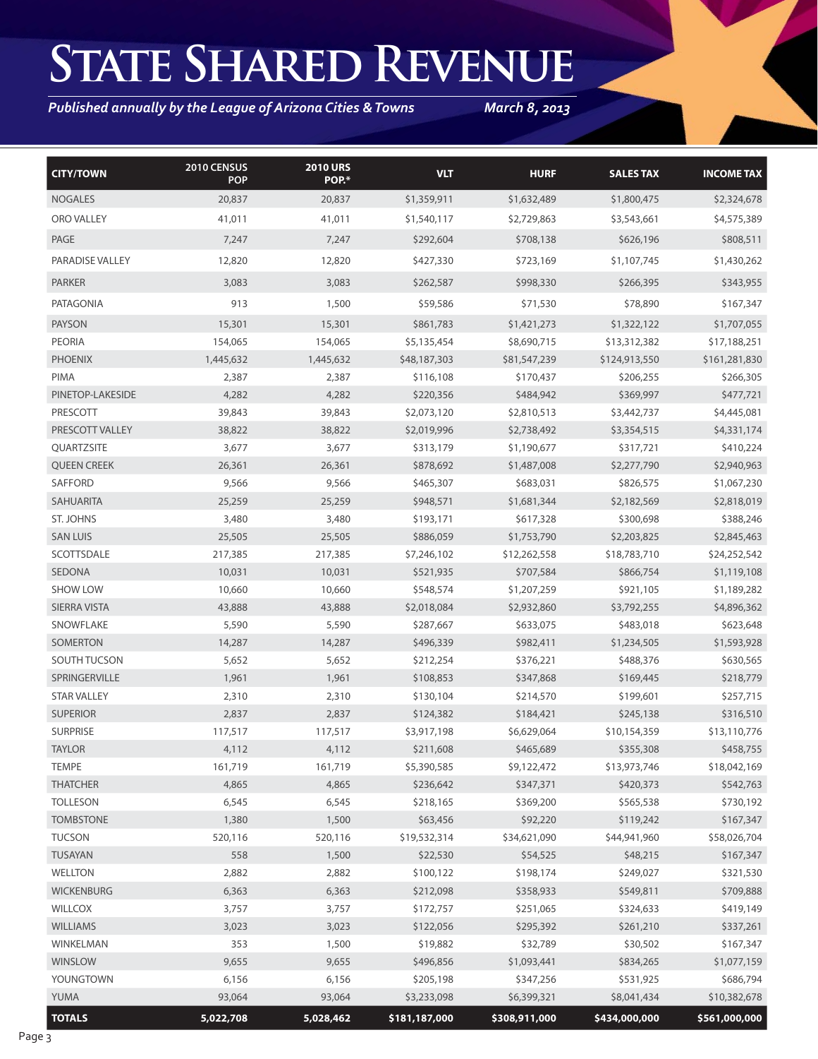# State Shared Revenue

*Published annually by the League of Arizona Cities & Towns* *March 8, 2013*

| CITY/TOWN | 2010 CENSUS POP | 2010 URS POP.* | VLT | HURF | SALES TAX | INCOME TAX |
|---|---|---|---|---|---|---|
| NOGALES | 20,837 | 20,837 | $1,359,911 | $1,632,489 | $1,800,475 | $2,324,678 |
| ORO VALLEY | 41,011 | 41,011 | $1,540,117 | $2,729,863 | $3,543,661 | $4,575,389 |
| PAGE | 7,247 | 7,247 | $292,604 | $708,138 | $626,196 | $808,511 |
| PARADISE VALLEY | 12,820 | 12,820 | $427,330 | $723,169 | $1,107,745 | $1,430,262 |
| PARKER | 3,083 | 3,083 | $262,587 | $998,330 | $266,395 | $343,955 |
| PATAGONIA | 913 | 1,500 | $59,586 | $71,530 | $78,890 | $167,347 |
| PAYSON | 15,301 | 15,301 | $861,783 | $1,421,273 | $1,322,122 | $1,707,055 |
| PEORIA | 154,065 | 154,065 | $5,135,454 | $8,690,715 | $13,312,382 | $17,188,251 |
| PHOENIX | 1,445,632 | 1,445,632 | $48,187,303 | $81,547,239 | $124,913,550 | $161,281,830 |
| PIMA | 2,387 | 2,387 | $116,108 | $170,437 | $206,255 | $266,305 |
| PINETOP-LAKESIDE | 4,282 | 4,282 | $220,356 | $484,942 | $369,997 | $477,721 |
| PRESCOTT | 39,843 | 39,843 | $2,073,120 | $2,810,513 | $3,442,737 | $4,445,081 |
| PRESCOTT VALLEY | 38,822 | 38,822 | $2,019,996 | $2,738,492 | $3,354,515 | $4,331,174 |
| QUARTZSITE | 3,677 | 3,677 | $313,179 | $1,190,677 | $317,721 | $410,224 |
| QUEEN CREEK | 26,361 | 26,361 | $878,692 | $1,487,008 | $2,277,790 | $2,940,963 |
| SAFFORD | 9,566 | 9,566 | $465,307 | $683,031 | $826,575 | $1,067,230 |
| SAHUARITA | 25,259 | 25,259 | $948,571 | $1,681,344 | $2,182,569 | $2,818,019 |
| ST. JOHNS | 3,480 | 3,480 | $193,171 | $617,328 | $300,698 | $388,246 |
| SAN LUIS | 25,505 | 25,505 | $886,059 | $1,753,790 | $2,203,825 | $2,845,463 |
| SCOTTSDALE | 217,385 | 217,385 | $7,246,102 | $12,262,558 | $18,783,710 | $24,252,542 |
| SEDONA | 10,031 | 10,031 | $521,935 | $707,584 | $866,754 | $1,119,108 |
| SHOW LOW | 10,660 | 10,660 | $548,574 | $1,207,259 | $921,105 | $1,189,282 |
| SIERRA VISTA | 43,888 | 43,888 | $2,018,084 | $2,932,860 | $3,792,255 | $4,896,362 |
| SNOWFLAKE | 5,590 | 5,590 | $287,667 | $633,075 | $483,018 | $623,648 |
| SOMERTON | 14,287 | 14,287 | $496,339 | $982,411 | $1,234,505 | $1,593,928 |
| SOUTH TUCSON | 5,652 | 5,652 | $212,254 | $376,221 | $488,376 | $630,565 |
| SPRINGERVILLE | 1,961 | 1,961 | $108,853 | $347,868 | $169,445 | $218,779 |
| STAR VALLEY | 2,310 | 2,310 | $130,104 | $214,570 | $199,601 | $257,715 |
| SUPERIOR | 2,837 | 2,837 | $124,382 | $184,421 | $245,138 | $316,510 |
| SURPRISE | 117,517 | 117,517 | $3,917,198 | $6,629,064 | $10,154,359 | $13,110,776 |
| TAYLOR | 4,112 | 4,112 | $211,608 | $465,689 | $355,308 | $458,755 |
| TEMPE | 161,719 | 161,719 | $5,390,585 | $9,122,472 | $13,973,746 | $18,042,169 |
| THATCHER | 4,865 | 4,865 | $236,642 | $347,371 | $420,373 | $542,763 |
| TOLLESON | 6,545 | 6,545 | $218,165 | $369,200 | $565,538 | $730,192 |
| TOMBSTONE | 1,380 | 1,500 | $63,456 | $92,220 | $119,242 | $167,347 |
| TUCSON | 520,116 | 520,116 | $19,532,314 | $34,621,090 | $44,941,960 | $58,026,704 |
| TUSAYAN | 558 | 1,500 | $22,530 | $54,525 | $48,215 | $167,347 |
| WELLTON | 2,882 | 2,882 | $100,122 | $198,174 | $249,027 | $321,530 |
| WICKENBURG | 6,363 | 6,363 | $212,098 | $358,933 | $549,811 | $709,888 |
| WILLCOX | 3,757 | 3,757 | $172,757 | $251,065 | $324,633 | $419,149 |
| WILLIAMS | 3,023 | 3,023 | $122,056 | $295,392 | $261,210 | $337,261 |
| WINKELMAN | 353 | 1,500 | $19,882 | $32,789 | $30,502 | $167,347 |
| WINSLOW | 9,655 | 9,655 | $496,856 | $1,093,441 | $834,265 | $1,077,159 |
| YOUNGTOWN | 6,156 | 6,156 | $205,198 | $347,256 | $531,925 | $686,794 |
| YUMA | 93,064 | 93,064 | $3,233,098 | $6,399,321 | $8,041,434 | $10,382,678 |
| **TOTALS** | **5,022,708** | **5,028,462** | **$181,187,000** | **$308,911,000** | **$434,000,000** | **$561,000,000** |